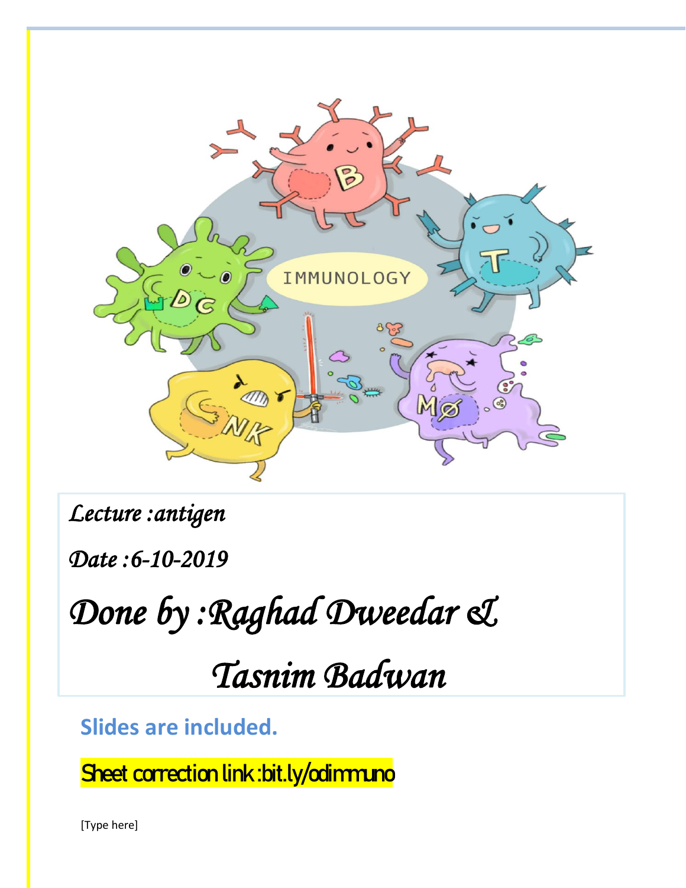*Lecture :antigen*

*Date :6-10-2019*

# *Done by :Raghad Dweedar & Tasnim Badwan*

**Slides are included.**

Sheet correction link :bit.ly/odimmuno

[Type here]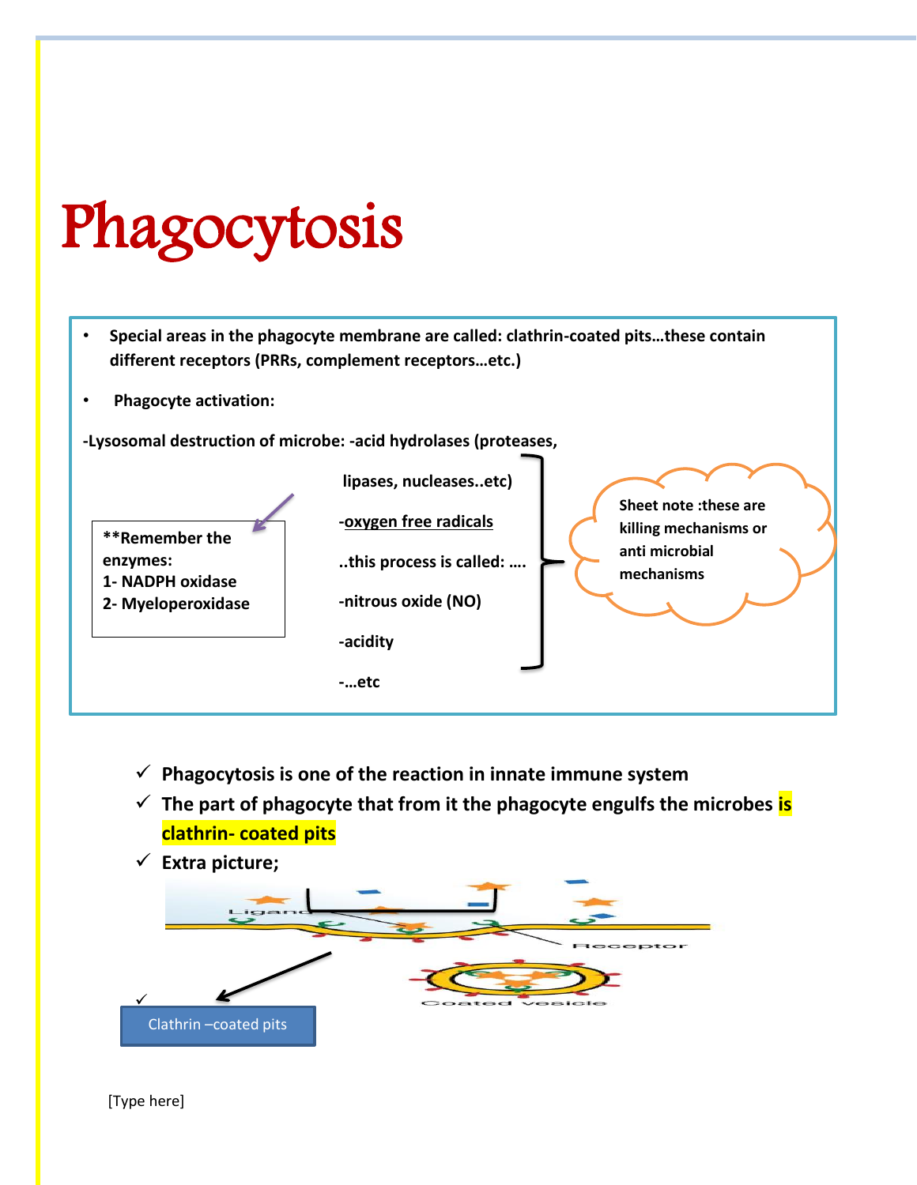# Phagocytosis

- **Special areas in the phagocyte membrane are called: clathrin-coated pits…these contain different receptors (PRRs, complement receptors…etc.)**
- **Phagocyte activation:**

**-Lysosomal destruction of microbe: -acid hydrolases (proteases,**

**lipases, nucleases..etc)**

**-oxygen free radicals**

**..this process is called: ….**

**-nitrous oxide (NO)**

**-acidity**

**-…etc**

**Sheet note :these are killing mechanisms or anti microbial mechanisms**

**\*\*Remember the enzymes:**
**1- NADPH oxidase**
**2- Myeloperoxidase**

- ✓ **Phagocytosis is one of the reaction in innate immune system**
- ✓ **The part of phagocyte that from it the phagocyte engulfs the microbes is clathrin- coated pits**
- ✓ **Extra picture;**

Ligand

Receptor

Coated vesicle

Clathrin –coated pits

[Type here]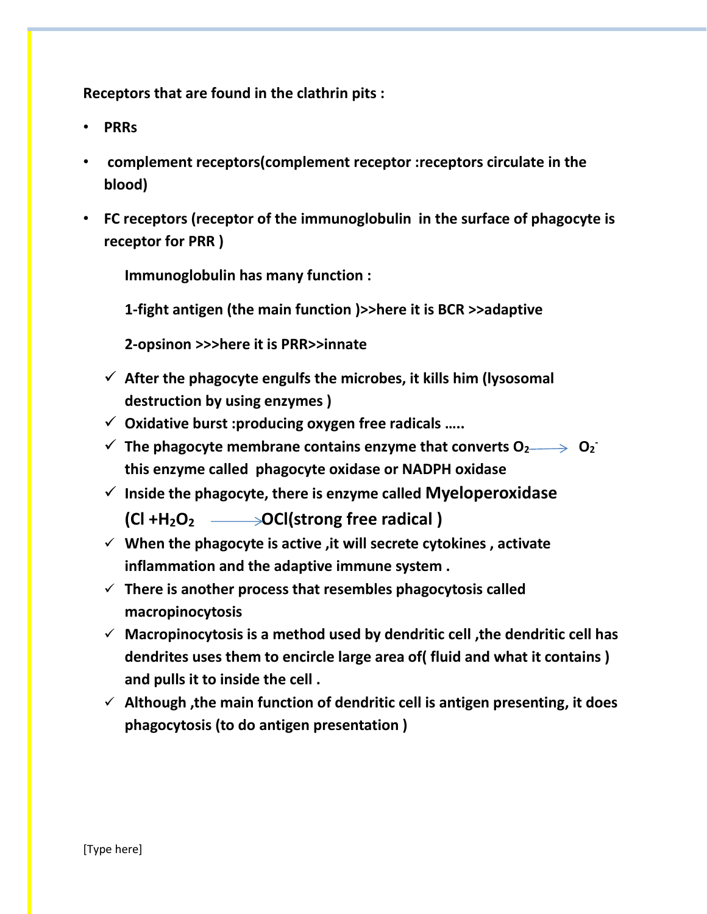**Receptors that are found in the clathrin pits :**

- **PRRs**
- **complement receptors(complement receptor :receptors circulate in the blood)**
- **FC receptors (receptor of the immunoglobulin in the surface of phagocyte is receptor for PRR )**

  **Immunoglobulin has many function :**

  **1-fight antigen (the main function )>>here it is BCR >>adaptive**

  **2-opsinon >>>here it is PRR>>innate**

- ✓ **After the phagocyte engulfs the microbes, it kills him (lysosomal destruction by using enzymes )**
- ✓ **Oxidative burst :producing oxygen free radicals …..**
- ✓ **The phagocyte membrane contains enzyme that converts $O_2 \longrightarrow O_2^-$ this enzyme called phagocyte oxidase or NADPH oxidase**
- ✓ **Inside the phagocyte, there is enzyme called Myeloperoxidase ($Cl + H_2O_2 \longrightarrow OCl$(strong free radical )**
- ✓ **When the phagocyte is active ,it will secrete cytokines , activate inflammation and the adaptive immune system .**
- ✓ **There is another process that resembles phagocytosis called macropinocytosis**
- ✓ **Macropinocytosis is a method used by dendritic cell ,the dendritic cell has dendrites uses them to encircle large area of( fluid and what it contains ) and pulls it to inside the cell .**
- ✓ **Although ,the main function of dendritic cell is antigen presenting, it does phagocytosis (to do antigen presentation )**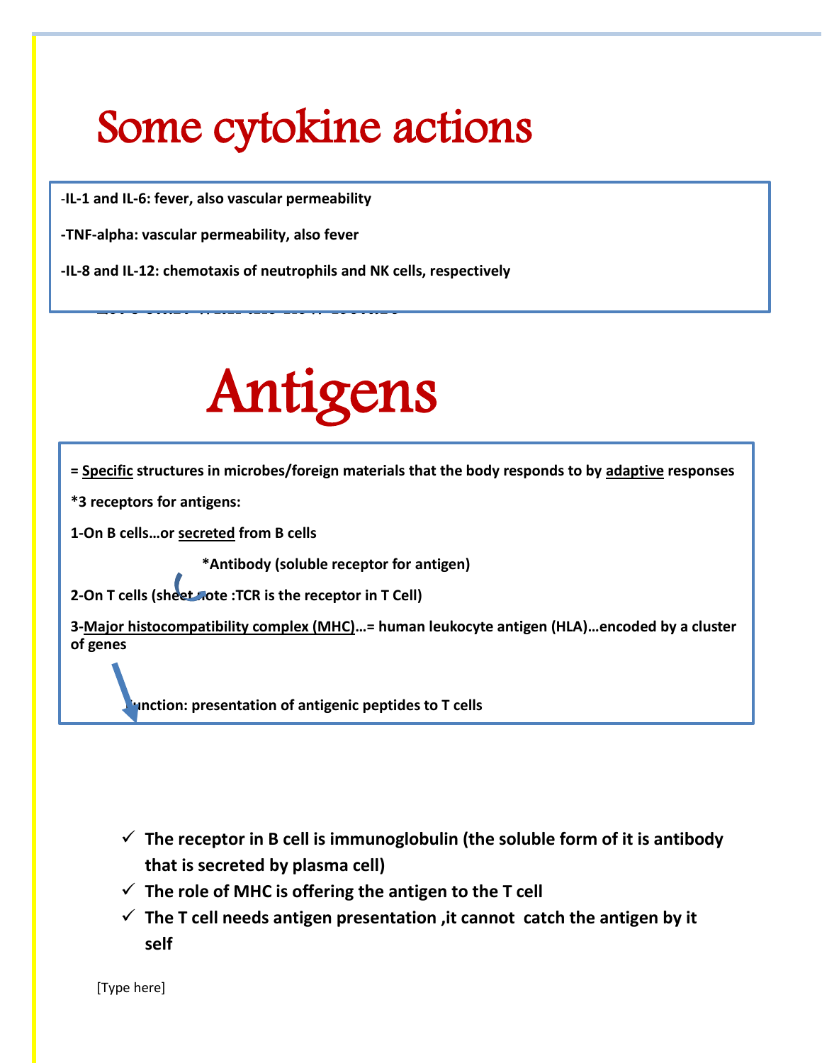# Some cytokine actions

-IL-1 and IL-6: fever, also vascular permeability

-TNF-alpha: vascular permeability, also fever

-IL-8 and IL-12: chemotaxis of neutrophils and NK cells, respectively

# Antigens

= **Specific** structures in microbes/foreign materials that the body responds to by **adaptive** responses

*3 receptors for antigens:

1-On B cells…or **secreted** from B cells

*Antibody (soluble receptor for antigen)

2-On T cells (sheet note :TCR is the receptor in T Cell)

3-**Major histocompatibility complex (MHC)**…= human leukocyte antigen (HLA)…encoded by a cluster of genes

Function: presentation of antigenic peptides to T cells

- ✓ **The receptor in B cell is immunoglobulin (the soluble form of it is antibody that is secreted by plasma cell)**
- ✓ **The role of MHC is offering the antigen to the T cell**
- ✓ **The T cell needs antigen presentation ,it cannot catch the antigen by it self**

[Type here]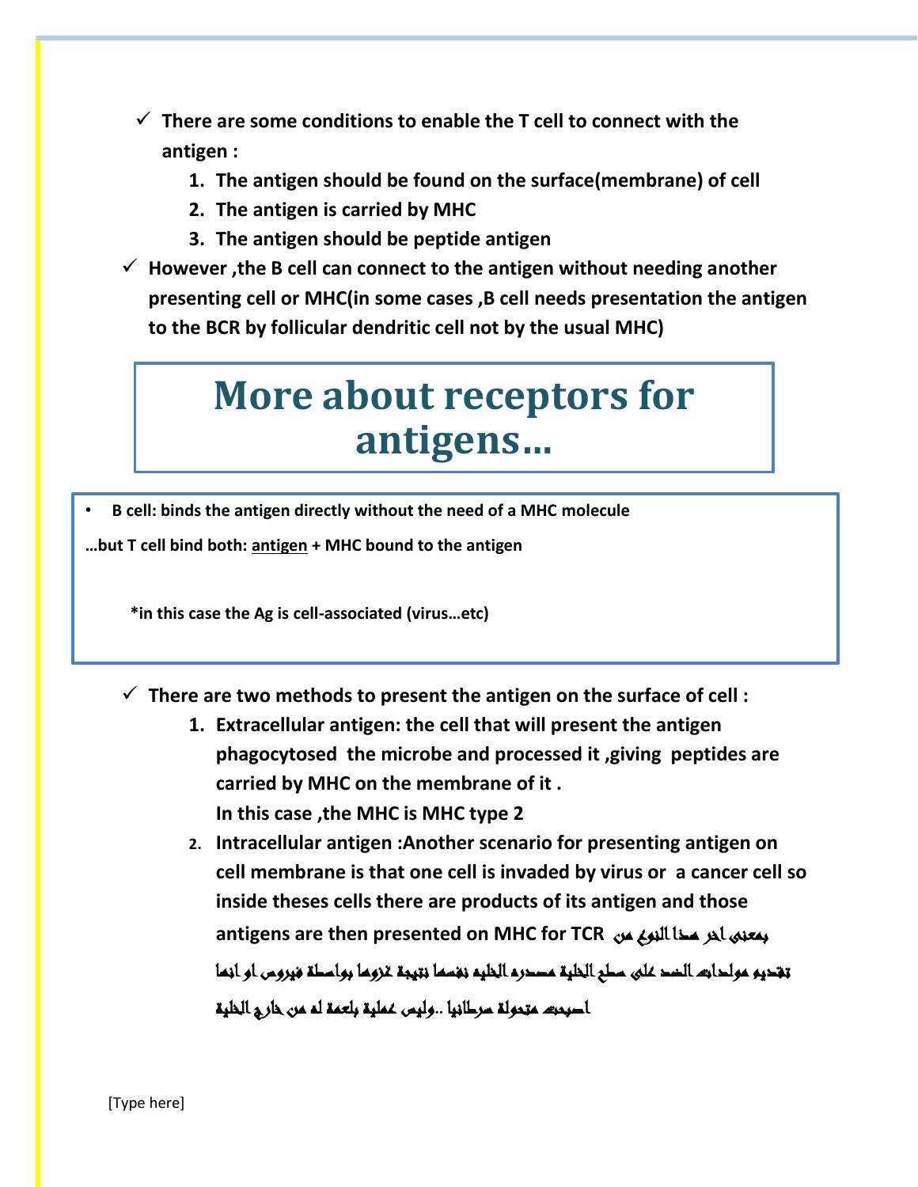- There are some conditions to enable the T cell to connect with the antigen :
    1. The antigen should be found on the surface(membrane) of cell
    2. The antigen is carried by MHC
    3. The antigen should be peptide antigen
- However ,the B cell can connect to the antigen without needing another presenting cell or MHC(in some cases ,B cell needs presentation the antigen to the BCR by follicular dendritic cell not by the usual MHC)

# More about receptors for antigens…

- B cell: binds the antigen directly without the need of a MHC molecule

…but T cell bind both: antigen + MHC bound to the antigen

*in this case the Ag is cell-associated (virus…etc)

- There are two methods to present the antigen on the surface of cell :
    1. Extracellular antigen: the cell that will present the antigen phagocytosed the microbe and processed it ,giving peptides are carried by MHC on the membrane of it .
       In this case ,the MHC is MHC type 2
    2. Intracellular antigen :Another scenario for presenting antigen on cell membrane is that one cell is invaded by virus or a cancer cell so inside theses cells there are products of its antigen and those antigens are then presented on MHC for TCR بمعنى اخر هذا النوع من تقديم مولدات الضد على سطح الخلية مصدره الخليه نفسها نتيجة غزوها بواسطة فيروس او انها اصبحت متحولة سرطانيا ..وليس عملية بلعمة له من خارج الخلية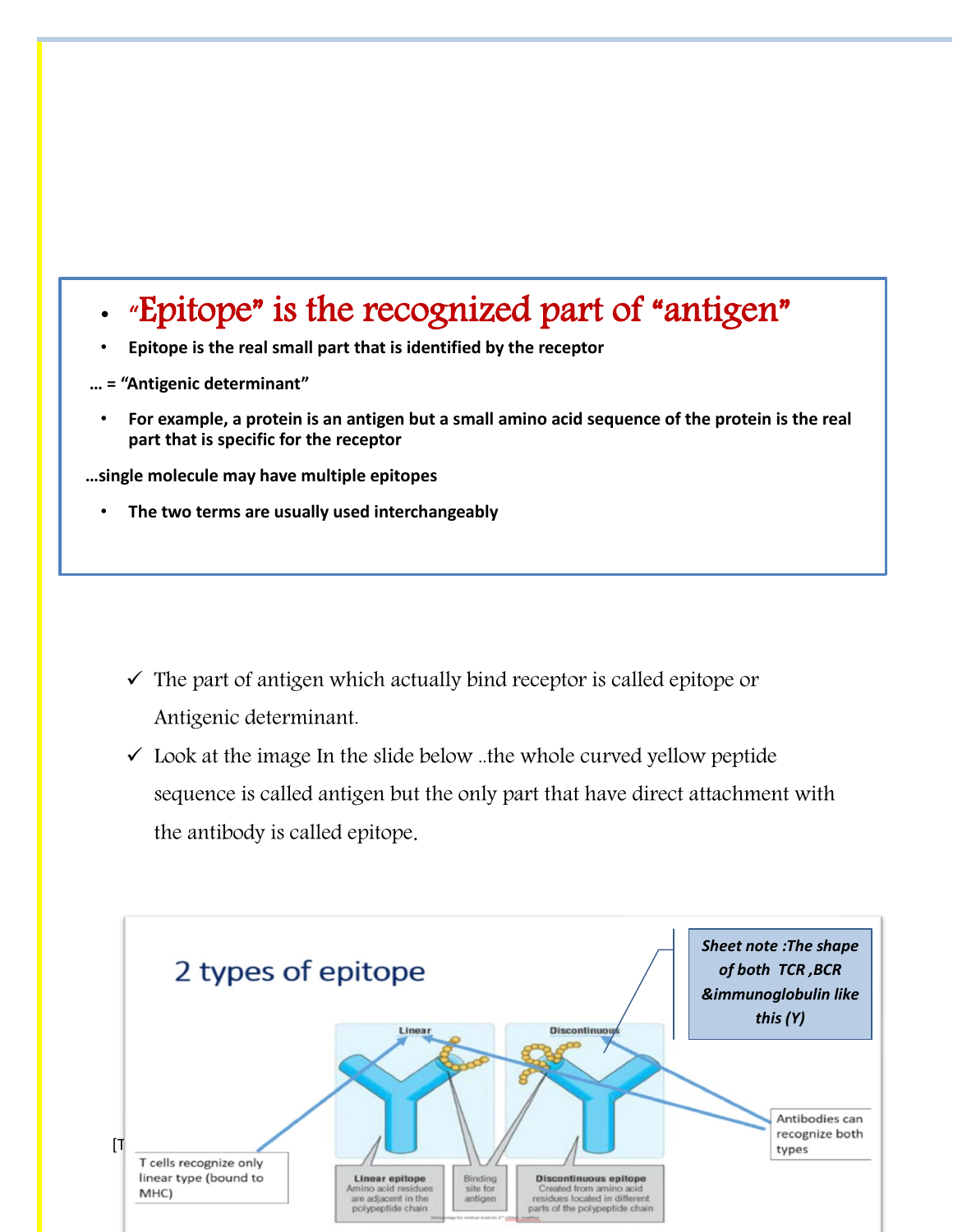- “Epitope” is the recognized part of “antigen”
- **Epitope is the real small part that is identified by the receptor**

**… = “Antigenic determinant”**

- **For example, a protein is an antigen but a small amino acid sequence of the protein is the real part that is specific for the receptor**

**…single molecule may have multiple epitopes**

- **The two terms are usually used interchangeably**

✓ The part of antigen which actually bind receptor is called epitope or Antigenic determinant.

✓ Look at the image In the slide below ..the whole curved yellow peptide sequence is called antigen but the only part that have direct attachment with the antibody is called epitope.

## 2 types of epitope

Linear

Discontinuous

***Sheet note :The shape of both TCR ,BCR &immunoglobulin like this (Y)***

Antibodies can recognize both types

T cells recognize only linear type (bound to MHC)

**Linear epitope** Amino acid residues are adjacent in the polypeptide chain

Binding site for antigen

**Discontinuous epitope** Created from amino acid residues located in different parts of the polypeptide chain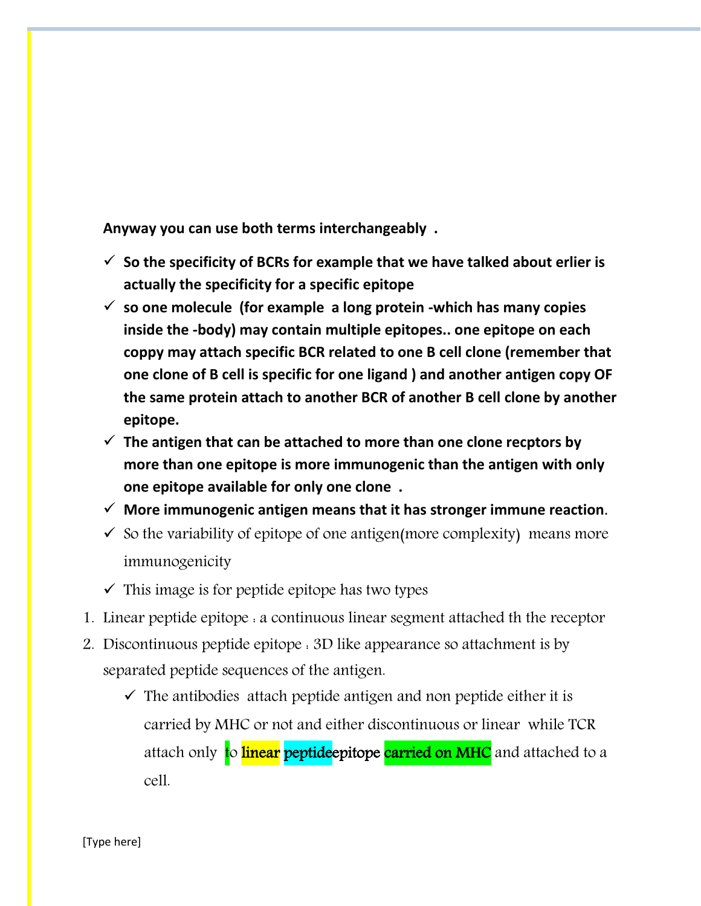**Anyway you can use both terms interchangeably .**

- **So the specificity of BCRs for example that we have talked about erlier is actually the specificity for a specific epitope**
- **so one molecule (for example a long protein -which has many copies inside the -body) may contain multiple epitopes.. one epitope on each coppy may attach specific BCR related to one B cell clone (remember that one clone of B cell is specific for one ligand ) and another antigen copy OF the same protein attach to another BCR of another B cell clone by another epitope.**
- **The antigen that can be attached to more than one clone recptors by more than one epitope is more immunogenic than the antigen with only one epitope available for only one clone .**
- **More immunogenic antigen means that it has stronger immune reaction**.
- So the variability of epitope of one antigen(more complexity) means more immunogenicity
- This image is for peptide epitope has two types

1. Linear peptide epitope : a continuous linear segment attached th the receptor
2. Discontinuous peptide epitope : 3D like appearance so attachment is by separated peptide sequences of the antigen.
   - The antibodies attach peptide antigen and non peptide either it is carried by MHC or not and either discontinuous or linear while TCR attach only to linear peptideepitope carried on MHC and attached to a cell.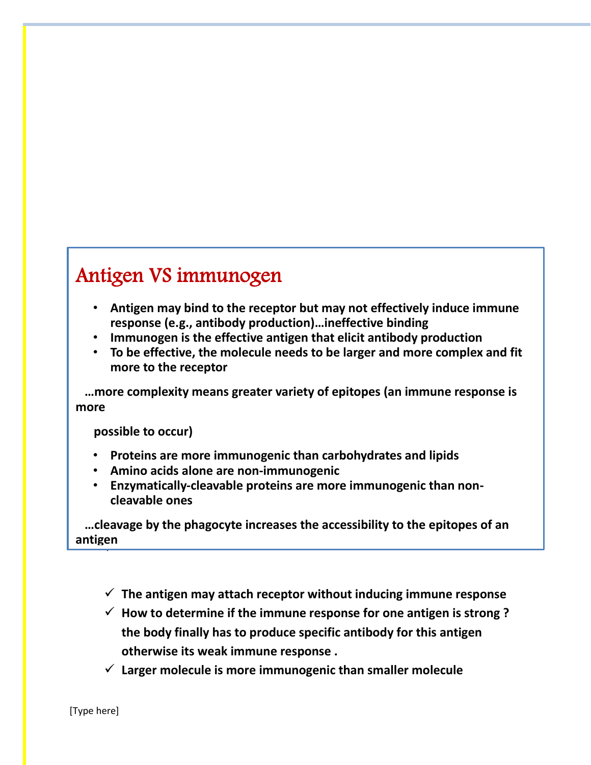## Antigen VS immunogen

- **Antigen may bind to the receptor but may not effectively induce immune response (e.g., antibody production)…ineffective binding**
- **Immunogen is the effective antigen that elicit antibody production**
- **To be effective, the molecule needs to be larger and more complex and fit more to the receptor**

**…more complexity means greater variety of epitopes (an immune response is more possible to occur)**

- **Proteins are more immunogenic than carbohydrates and lipids**
- **Amino acids alone are non-immunogenic**
- **Enzymatically-cleavable proteins are more immunogenic than non-cleavable ones**

**…cleavage by the phagocyte increases the accessibility to the epitopes of an antigen**

- ✓ **The antigen may attach receptor without inducing immune response**
- ✓ **How to determine if the immune response for one antigen is strong ? the body finally has to produce specific antibody for this antigen otherwise its weak immune response .**
- ✓ **Larger molecule is more immunogenic than smaller molecule**

[Type here]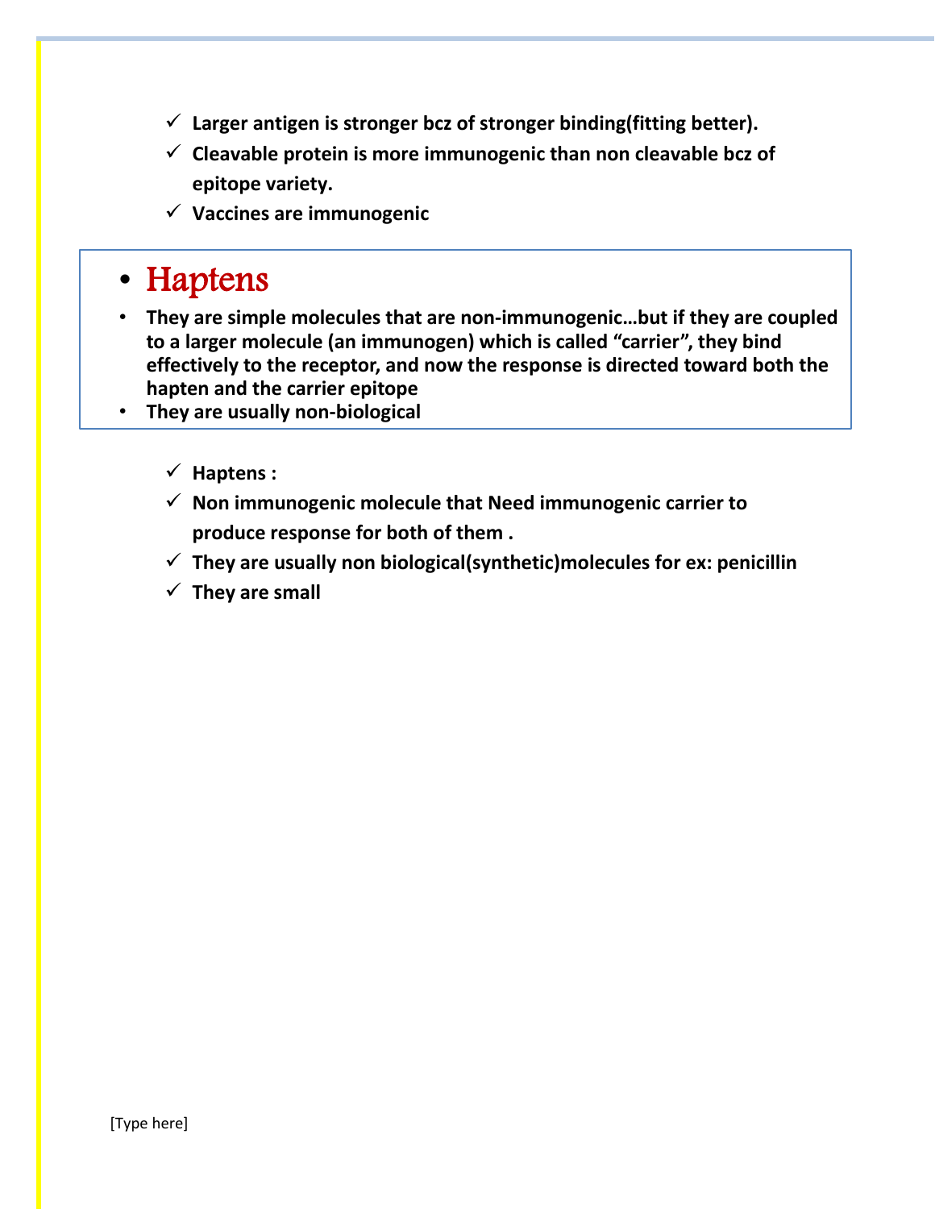- ✓ **Larger antigen is stronger bcz of stronger binding(fitting better).**
- ✓ **Cleavable protein is more immunogenic than non cleavable bcz of epitope variety.**
- ✓ **Vaccines are immunogenic**

# Haptens

- **They are simple molecules that are non-immunogenic…but if they are coupled to a larger molecule (an immunogen) which is called "carrier", they bind effectively to the receptor, and now the response is directed toward both the hapten and the carrier epitope**
- **They are usually non-biological**

- ✓ **Haptens :**
- ✓ **Non immunogenic molecule that Need immunogenic carrier to produce response for both of them .**
- ✓ **They are usually non biological(synthetic)molecules for ex: penicillin**
- ✓ **They are small**

[Type here]